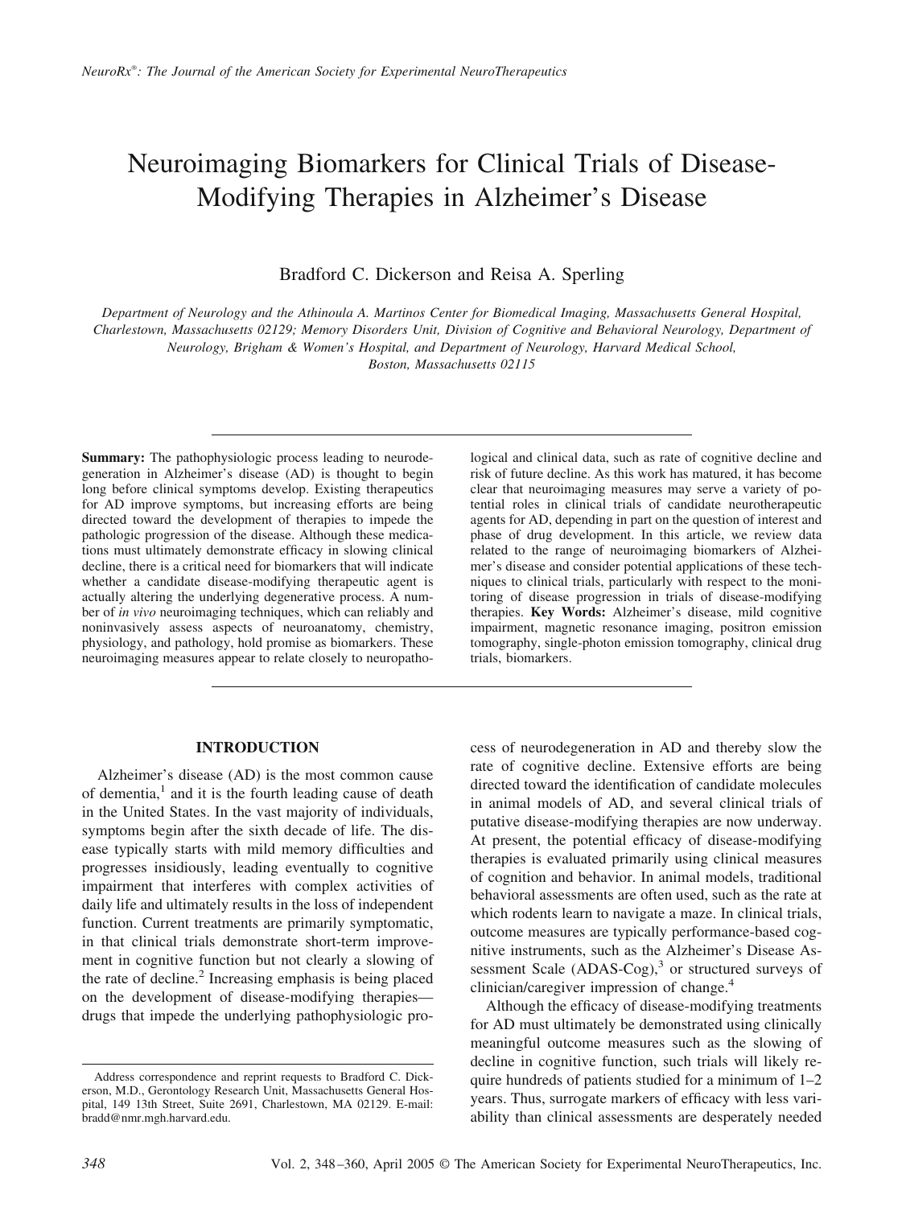# Neuroimaging Biomarkers for Clinical Trials of Disease-Modifying Therapies in Alzheimer's Disease

Bradford C. Dickerson and Reisa A. Sperling

*Department of Neurology and the Athinoula A. Martinos Center for Biomedical Imaging, Massachusetts General Hospital, Charlestown, Massachusetts 02129; Memory Disorders Unit, Division of Cognitive and Behavioral Neurology, Department of Neurology, Brigham & Women's Hospital, and Department of Neurology, Harvard Medical School, Boston, Massachusetts 02115*

**Summary:** The pathophysiologic process leading to neurodegeneration in Alzheimer's disease (AD) is thought to begin long before clinical symptoms develop. Existing therapeutics for AD improve symptoms, but increasing efforts are being directed toward the development of therapies to impede the pathologic progression of the disease. Although these medications must ultimately demonstrate efficacy in slowing clinical decline, there is a critical need for biomarkers that will indicate whether a candidate disease-modifying therapeutic agent is actually altering the underlying degenerative process. A number of *in vivo* neuroimaging techniques, which can reliably and noninvasively assess aspects of neuroanatomy, chemistry, physiology, and pathology, hold promise as biomarkers. These neuroimaging measures appear to relate closely to neuropathological and clinical data, such as rate of cognitive decline and risk of future decline. As this work has matured, it has become clear that neuroimaging measures may serve a variety of potential roles in clinical trials of candidate neurotherapeutic agents for AD, depending in part on the question of interest and phase of drug development. In this article, we review data related to the range of neuroimaging biomarkers of Alzheimer's disease and consider potential applications of these techniques to clinical trials, particularly with respect to the monitoring of disease progression in trials of disease-modifying therapies. **Key Words:** Alzheimer's disease, mild cognitive impairment, magnetic resonance imaging, positron emission tomography, single-photon emission tomography, clinical drug trials, biomarkers.

## INTRODUCTION

Alzheimer's disease (AD) is the most common cause of dementia,[1] and it is the fourth leading cause of death in the United States. In the vast majority of individuals, symptoms begin after the sixth decade of life. The disease typically starts with mild memory difficulties and progresses insidiously, leading eventually to cognitive impairment that interferes with complex activities of daily life and ultimately results in the loss of independent function. Current treatments are primarily symptomatic, in that clinical trials demonstrate short-term improvement in cognitive function but not clearly a slowing of the rate of decline.[2] Increasing emphasis is being placed on the development of disease-modifying therapies—drugs that impede the underlying pathophysiologic process of neurodegeneration in AD and thereby slow the rate of cognitive decline. Extensive efforts are being directed toward the identification of candidate molecules in animal models of AD, and several clinical trials of putative disease-modifying therapies are now underway. At present, the potential efficacy of disease-modifying therapies is evaluated primarily using clinical measures of cognition and behavior. In animal models, traditional behavioral assessments are often used, such as the rate at which rodents learn to navigate a maze. In clinical trials, outcome measures are typically performance-based cognitive instruments, such as the Alzheimer's Disease Assessment Scale (ADAS-Cog),[3] or structured surveys of clinician/caregiver impression of change.[4]

Although the efficacy of disease-modifying treatments for AD must ultimately be demonstrated using clinically meaningful outcome measures such as the slowing of decline in cognitive function, such trials will likely require hundreds of patients studied for a minimum of 1–2 years. Thus, surrogate markers of efficacy with less variability than clinical assessments are desperately needed

Address correspondence and reprint requests to Bradford C. Dickerson, M.D., Gerontology Research Unit, Massachusetts General Hospital, 149 13th Street, Suite 2691, Charlestown, MA 02129. E-mail: bradd@nmr.mgh.harvard.edu.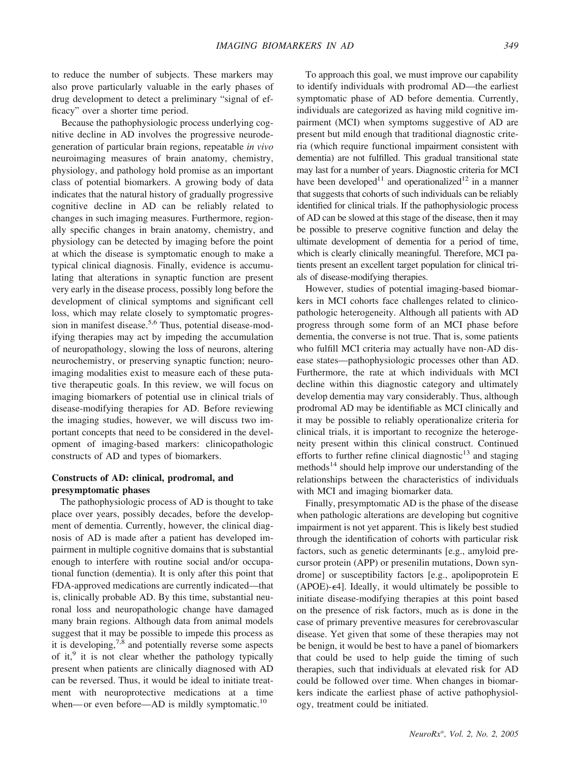to reduce the number of subjects. These markers may also prove particularly valuable in the early phases of drug development to detect a preliminary "signal of efficacy" over a shorter time period.

Because the pathophysiologic process underlying cognitive decline in AD involves the progressive neurodegeneration of particular brain regions, repeatable *in vivo* neuroimaging measures of brain anatomy, chemistry, physiology, and pathology hold promise as an important class of potential biomarkers. A growing body of data indicates that the natural history of gradually progressive cognitive decline in AD can be reliably related to changes in such imaging measures. Furthermore, regionally specific changes in brain anatomy, chemistry, and physiology can be detected by imaging before the point at which the disease is symptomatic enough to make a typical clinical diagnosis. Finally, evidence is accumulating that alterations in synaptic function are present very early in the disease process, possibly long before the development of clinical symptoms and significant cell loss, which may relate closely to symptomatic progression in manifest disease.[5,6] Thus, potential disease-modifying therapies may act by impeding the accumulation of neuropathology, slowing the loss of neurons, altering neurochemistry, or preserving synaptic function; neuroimaging modalities exist to measure each of these putative therapeutic goals. In this review, we will focus on imaging biomarkers of potential use in clinical trials of disease-modifying therapies for AD. Before reviewing the imaging studies, however, we will discuss two important concepts that need to be considered in the development of imaging-based markers: clinicopathologic constructs of AD and types of biomarkers.

## Constructs of AD: clinical, prodromal, and presymptomatic phases

The pathophysiologic process of AD is thought to take place over years, possibly decades, before the development of dementia. Currently, however, the clinical diagnosis of AD is made after a patient has developed impairment in multiple cognitive domains that is substantial enough to interfere with routine social and/or occupational function (dementia). It is only after this point that FDA-approved medications are currently indicated—that is, clinically probable AD. By this time, substantial neuronal loss and neuropathologic change have damaged many brain regions. Although data from animal models suggest that it may be possible to impede this process as it is developing,[7,8] and potentially reverse some aspects of it,[9] it is not clear whether the pathology typically present when patients are clinically diagnosed with AD can be reversed. Thus, it would be ideal to initiate treatment with neuroprotective medications at a time when—or even before—AD is mildly symptomatic.[10]

To approach this goal, we must improve our capability to identify individuals with prodromal AD—the earliest symptomatic phase of AD before dementia. Currently, individuals are categorized as having mild cognitive impairment (MCI) when symptoms suggestive of AD are present but mild enough that traditional diagnostic criteria (which require functional impairment consistent with dementia) are not fulfilled. This gradual transitional state may last for a number of years. Diagnostic criteria for MCI have been developed[11] and operationalized[12] in a manner that suggests that cohorts of such individuals can be reliably identified for clinical trials. If the pathophysiologic process of AD can be slowed at this stage of the disease, then it may be possible to preserve cognitive function and delay the ultimate development of dementia for a period of time, which is clearly clinically meaningful. Therefore, MCI patients present an excellent target population for clinical trials of disease-modifying therapies.

However, studies of potential imaging-based biomarkers in MCI cohorts face challenges related to clinicopathologic heterogeneity. Although all patients with AD progress through some form of an MCI phase before dementia, the converse is not true. That is, some patients who fulfill MCI criteria may actually have non-AD disease states—pathophysiologic processes other than AD. Furthermore, the rate at which individuals with MCI decline within this diagnostic category and ultimately develop dementia may vary considerably. Thus, although prodromal AD may be identifiable as MCI clinically and it may be possible to reliably operationalize criteria for clinical trials, it is important to recognize the heterogeneity present within this clinical construct. Continued efforts to further refine clinical diagnostic[13] and staging methods[14] should help improve our understanding of the relationships between the characteristics of individuals with MCI and imaging biomarker data.

Finally, presymptomatic AD is the phase of the disease when pathologic alterations are developing but cognitive impairment is not yet apparent. This is likely best studied through the identification of cohorts with particular risk factors, such as genetic determinants [e.g., amyloid precursor protein (APP) or presenilin mutations, Down syndrome] or susceptibility factors [e.g., apolipoprotein E (APOE)-$\epsilon$4]. Ideally, it would ultimately be possible to initiate disease-modifying therapies at this point based on the presence of risk factors, much as is done in the case of primary preventive measures for cerebrovascular disease. Yet given that some of these therapies may not be benign, it would be best to have a panel of biomarkers that could be used to help guide the timing of such therapies, such that individuals at elevated risk for AD could be followed over time. When changes in biomarkers indicate the earliest phase of active pathophysiology, treatment could be initiated.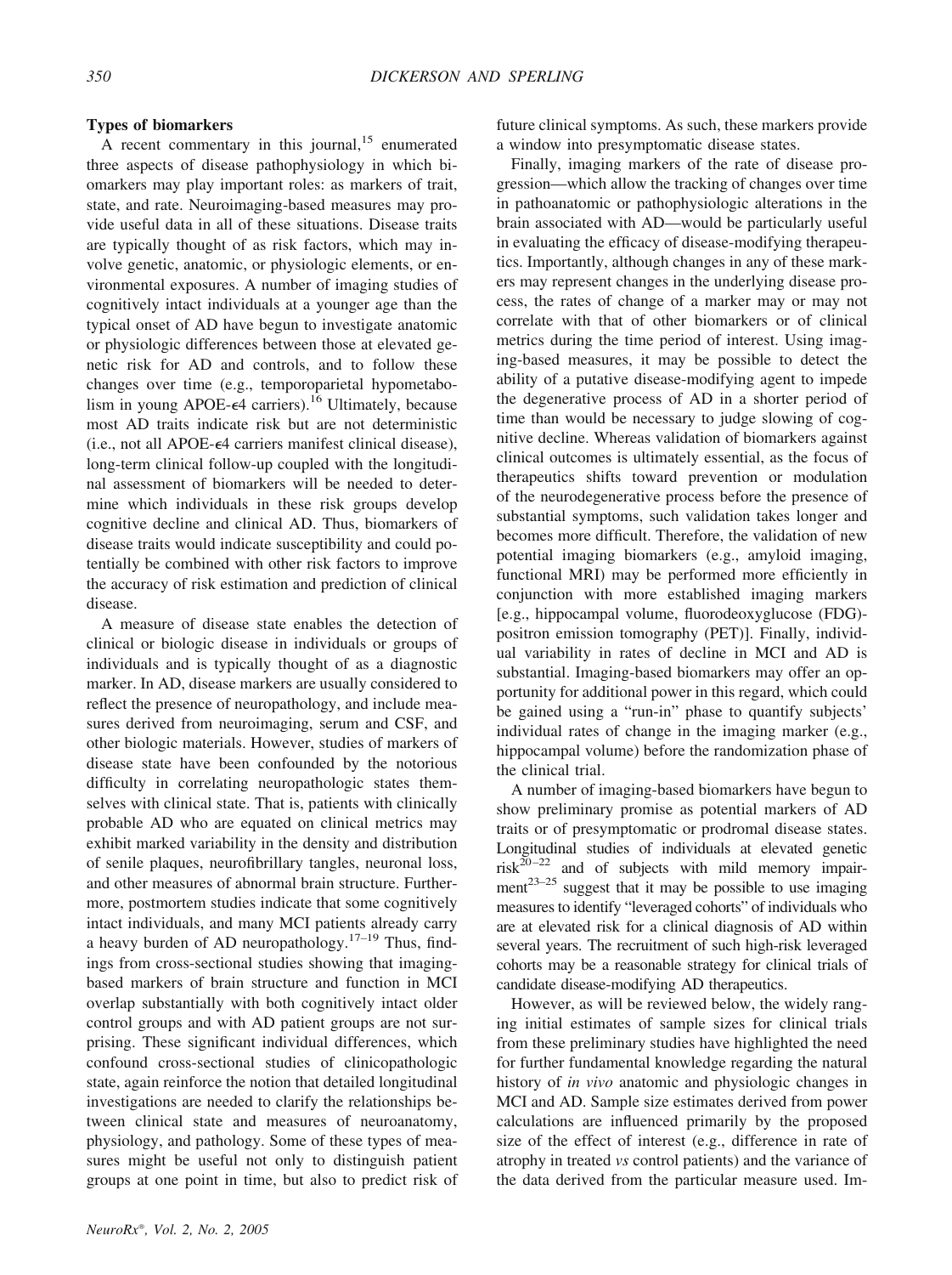**Types of biomarkers**

A recent commentary in this journal,[15] enumerated three aspects of disease pathophysiology in which biomarkers may play important roles: as markers of trait, state, and rate. Neuroimaging-based measures may provide useful data in all of these situations. Disease traits are typically thought of as risk factors, which may involve genetic, anatomic, or physiologic elements, or environmental exposures. A number of imaging studies of cognitively intact individuals at a younger age than the typical onset of AD have begun to investigate anatomic or physiologic differences between those at elevated genetic risk for AD and controls, and to follow these changes over time (e.g., temporoparietal hypometabolism in young APOE-$\epsilon$4 carriers).[16] Ultimately, because most AD traits indicate risk but are not deterministic (i.e., not all APOE-$\epsilon$4 carriers manifest clinical disease), long-term clinical follow-up coupled with the longitudinal assessment of biomarkers will be needed to determine which individuals in these risk groups develop cognitive decline and clinical AD. Thus, biomarkers of disease traits would indicate susceptibility and could potentially be combined with other risk factors to improve the accuracy of risk estimation and prediction of clinical disease.

A measure of disease state enables the detection of clinical or biologic disease in individuals or groups of individuals and is typically thought of as a diagnostic marker. In AD, disease markers are usually considered to reflect the presence of neuropathology, and include measures derived from neuroimaging, serum and CSF, and other biologic materials. However, studies of markers of disease state have been confounded by the notorious difficulty in correlating neuropathologic states themselves with clinical state. That is, patients with clinically probable AD who are equated on clinical metrics may exhibit marked variability in the density and distribution of senile plaques, neurofibrillary tangles, neuronal loss, and other measures of abnormal brain structure. Furthermore, postmortem studies indicate that some cognitively intact individuals, and many MCI patients already carry a heavy burden of AD neuropathology.[17–19] Thus, findings from cross-sectional studies showing that imaging-based markers of brain structure and function in MCI overlap substantially with both cognitively intact older control groups and with AD patient groups are not surprising. These significant individual differences, which confound cross-sectional studies of clinicopathologic state, again reinforce the notion that detailed longitudinal investigations are needed to clarify the relationships between clinical state and measures of neuroanatomy, physiology, and pathology. Some of these types of measures might be useful not only to distinguish patient groups at one point in time, but also to predict risk of future clinical symptoms. As such, these markers provide a window into presymptomatic disease states.

Finally, imaging markers of the rate of disease progression—which allow the tracking of changes over time in pathoanatomic or pathophysiologic alterations in the brain associated with AD—would be particularly useful in evaluating the efficacy of disease-modifying therapeutics. Importantly, although changes in any of these markers may represent changes in the underlying disease process, the rates of change of a marker may or may not correlate with that of other biomarkers or of clinical metrics during the time period of interest. Using imaging-based measures, it may be possible to detect the ability of a putative disease-modifying agent to impede the degenerative process of AD in a shorter period of time than would be necessary to judge slowing of cognitive decline. Whereas validation of biomarkers against clinical outcomes is ultimately essential, as the focus of therapeutics shifts toward prevention or modulation of the neurodegenerative process before the presence of substantial symptoms, such validation takes longer and becomes more difficult. Therefore, the validation of new potential imaging biomarkers (e.g., amyloid imaging, functional MRI) may be performed more efficiently in conjunction with more established imaging markers [e.g., hippocampal volume, fluorodeoxyglucose (FDG)-positron emission tomography (PET)]. Finally, individual variability in rates of decline in MCI and AD is substantial. Imaging-based biomarkers may offer an opportunity for additional power in this regard, which could be gained using a "run-in" phase to quantify subjects' individual rates of change in the imaging marker (e.g., hippocampal volume) before the randomization phase of the clinical trial.

A number of imaging-based biomarkers have begun to show preliminary promise as potential markers of AD traits or of presymptomatic or prodromal disease states. Longitudinal studies of individuals at elevated genetic risk[20–22] and of subjects with mild memory impairment[23–25] suggest that it may be possible to use imaging measures to identify "leveraged cohorts" of individuals who are at elevated risk for a clinical diagnosis of AD within several years. The recruitment of such high-risk leveraged cohorts may be a reasonable strategy for clinical trials of candidate disease-modifying AD therapeutics.

However, as will be reviewed below, the widely ranging initial estimates of sample sizes for clinical trials from these preliminary studies have highlighted the need for further fundamental knowledge regarding the natural history of *in vivo* anatomic and physiologic changes in MCI and AD. Sample size estimates derived from power calculations are influenced primarily by the proposed size of the effect of interest (e.g., difference in rate of atrophy in treated *vs* control patients) and the variance of the data derived from the particular measure used. Im-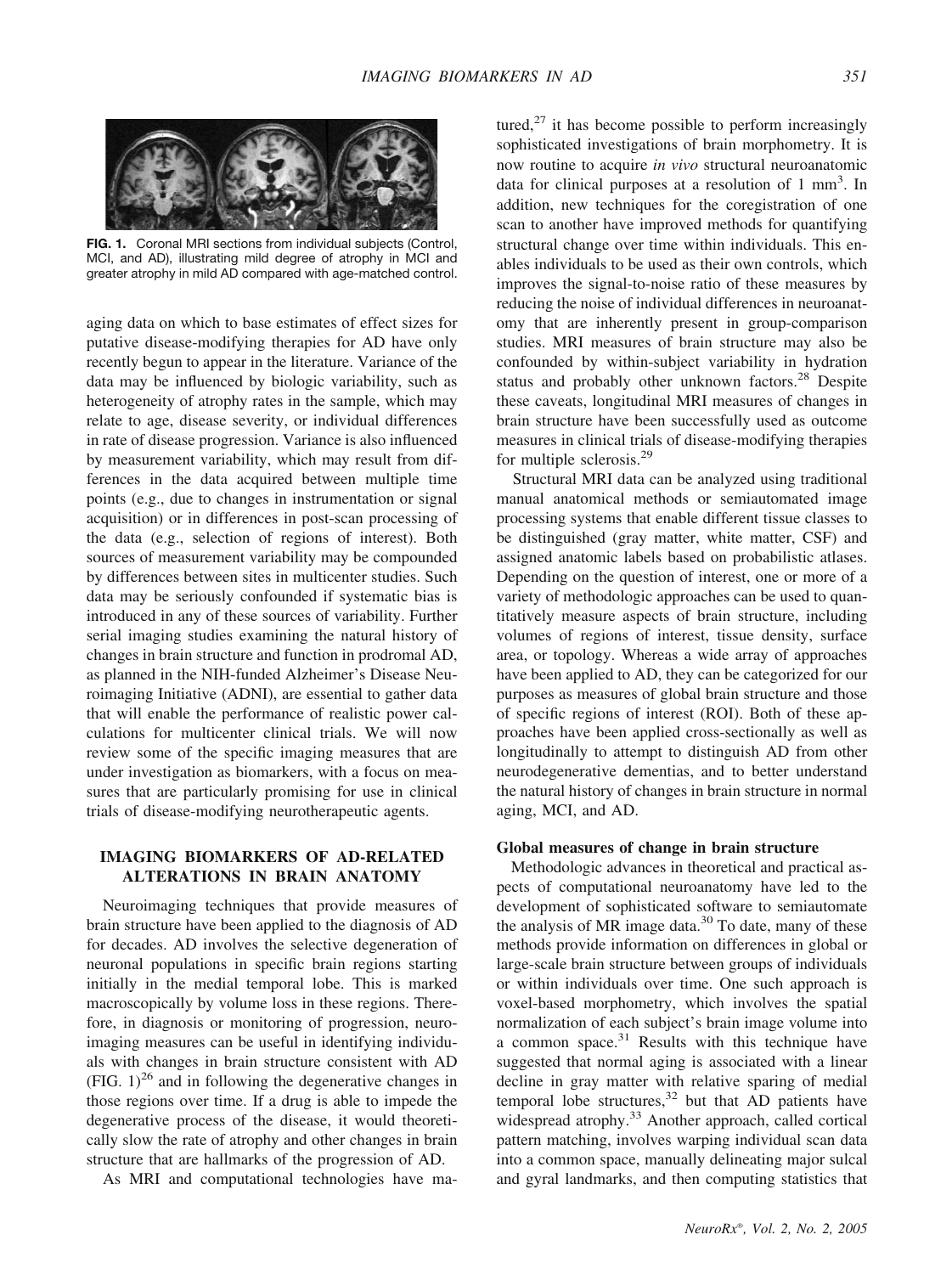FIG. 1. Coronal MRI sections from individual subjects (Control, MCI, and AD), illustrating mild degree of atrophy in MCI and greater atrophy in mild AD compared with age-matched control.

aging data on which to base estimates of effect sizes for putative disease-modifying therapies for AD have only recently begun to appear in the literature. Variance of the data may be influenced by biologic variability, such as heterogeneity of atrophy rates in the sample, which may relate to age, disease severity, or individual differences in rate of disease progression. Variance is also influenced by measurement variability, which may result from differences in the data acquired between multiple time points (e.g., due to changes in instrumentation or signal acquisition) or in differences in post-scan processing of the data (e.g., selection of regions of interest). Both sources of measurement variability may be compounded by differences between sites in multicenter studies. Such data may be seriously confounded if systematic bias is introduced in any of these sources of variability. Further serial imaging studies examining the natural history of changes in brain structure and function in prodromal AD, as planned in the NIH-funded Alzheimer's Disease Neuroimaging Initiative (ADNI), are essential to gather data that will enable the performance of realistic power calculations for multicenter clinical trials. We will now review some of the specific imaging measures that are under investigation as biomarkers, with a focus on measures that are particularly promising for use in clinical trials of disease-modifying neurotherapeutic agents.

## IMAGING BIOMARKERS OF AD-RELATED ALTERATIONS IN BRAIN ANATOMY

Neuroimaging techniques that provide measures of brain structure have been applied to the diagnosis of AD for decades. AD involves the selective degeneration of neuronal populations in specific brain regions starting initially in the medial temporal lobe. This is marked macroscopically by volume loss in these regions. Therefore, in diagnosis or monitoring of progression, neuroimaging measures can be useful in identifying individuals with changes in brain structure consistent with AD (FIG. 1)[26] and in following the degenerative changes in those regions over time. If a drug is able to impede the degenerative process of the disease, it would theoretically slow the rate of atrophy and other changes in brain structure that are hallmarks of the progression of AD.

As MRI and computational technologies have matured,[27] it has become possible to perform increasingly sophisticated investigations of brain morphometry. It is now routine to acquire *in vivo* structural neuroanatomic data for clinical purposes at a resolution of 1 mm$^3$. In addition, new techniques for the coregistration of one scan to another have improved methods for quantifying structural change over time within individuals. This enables individuals to be used as their own controls, which improves the signal-to-noise ratio of these measures by reducing the noise of individual differences in neuroanatomy that are inherently present in group-comparison studies. MRI measures of brain structure may also be confounded by within-subject variability in hydration status and probably other unknown factors.[28] Despite these caveats, longitudinal MRI measures of changes in brain structure have been successfully used as outcome measures in clinical trials of disease-modifying therapies for multiple sclerosis.[29]

Structural MRI data can be analyzed using traditional manual anatomical methods or semiautomated image processing systems that enable different tissue classes to be distinguished (gray matter, white matter, CSF) and assigned anatomic labels based on probabilistic atlases. Depending on the question of interest, one or more of a variety of methodologic approaches can be used to quantitatively measure aspects of brain structure, including volumes of regions of interest, tissue density, surface area, or topology. Whereas a wide array of approaches have been applied to AD, they can be categorized for our purposes as measures of global brain structure and those of specific regions of interest (ROI). Both of these approaches have been applied cross-sectionally as well as longitudinally to attempt to distinguish AD from other neurodegenerative dementias, and to better understand the natural history of changes in brain structure in normal aging, MCI, and AD.

### Global measures of change in brain structure

Methodologic advances in theoretical and practical aspects of computational neuroanatomy have led to the development of sophisticated software to semiautomate the analysis of MR image data.[30] To date, many of these methods provide information on differences in global or large-scale brain structure between groups of individuals or within individuals over time. One such approach is voxel-based morphometry, which involves the spatial normalization of each subject's brain image volume into a common space.[31] Results with this technique have suggested that normal aging is associated with a linear decline in gray matter with relative sparing of medial temporal lobe structures,[32] but that AD patients have widespread atrophy.[33] Another approach, called cortical pattern matching, involves warping individual scan data into a common space, manually delineating major sulcal and gyral landmarks, and then computing statistics that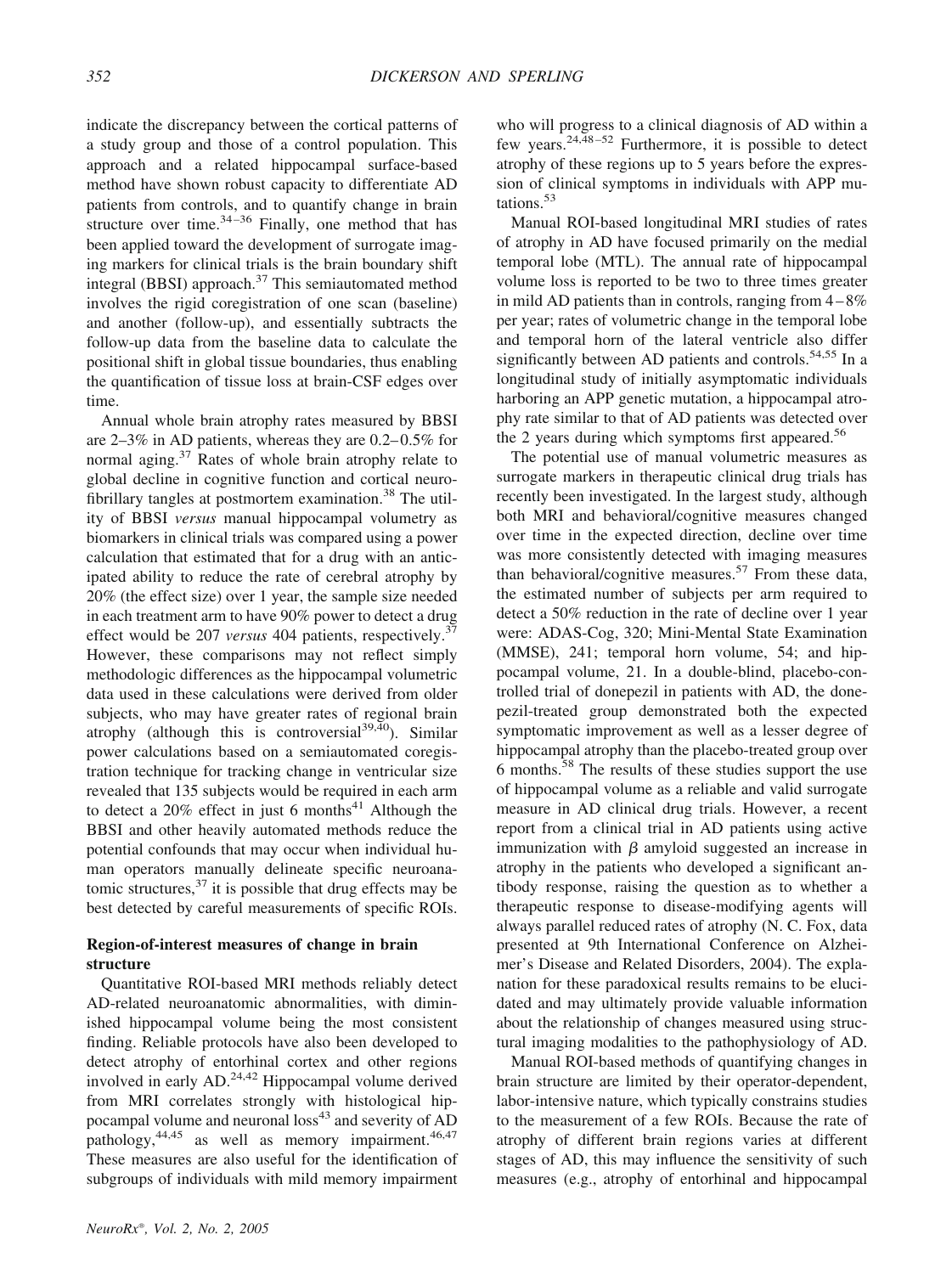indicate the discrepancy between the cortical patterns of a study group and those of a control population. This approach and a related hippocampal surface-based method have shown robust capacity to differentiate AD patients from controls, and to quantify change in brain structure over time.[34–36] Finally, one method that has been applied toward the development of surrogate imaging markers for clinical trials is the brain boundary shift integral (BBSI) approach.[37] This semiautomated method involves the rigid coregistration of one scan (baseline) and another (follow-up), and essentially subtracts the follow-up data from the baseline data to calculate the positional shift in global tissue boundaries, thus enabling the quantification of tissue loss at brain-CSF edges over time.

Annual whole brain atrophy rates measured by BBSI are 2–3% in AD patients, whereas they are 0.2–0.5% for normal aging.[37] Rates of whole brain atrophy relate to global decline in cognitive function and cortical neurofibrillary tangles at postmortem examination.[38] The utility of BBSI *versus* manual hippocampal volumetry as biomarkers in clinical trials was compared using a power calculation that estimated that for a drug with an anticipated ability to reduce the rate of cerebral atrophy by 20% (the effect size) over 1 year, the sample size needed in each treatment arm to have 90% power to detect a drug effect would be 207 *versus* 404 patients, respectively.[37] However, these comparisons may not reflect simply methodologic differences as the hippocampal volumetric data used in these calculations were derived from older subjects, who may have greater rates of regional brain atrophy (although this is controversial[39,40]). Similar power calculations based on a semiautomated coregistration technique for tracking change in ventricular size revealed that 135 subjects would be required in each arm to detect a 20% effect in just 6 months[41] Although the BBSI and other heavily automated methods reduce the potential confounds that may occur when individual human operators manually delineate specific neuroanatomic structures,[37] it is possible that drug effects may be best detected by careful measurements of specific ROIs.

## Region-of-interest measures of change in brain structure

Quantitative ROI-based MRI methods reliably detect AD-related neuroanatomic abnormalities, with diminished hippocampal volume being the most consistent finding. Reliable protocols have also been developed to detect atrophy of entorhinal cortex and other regions involved in early AD.[24,42] Hippocampal volume derived from MRI correlates strongly with histological hippocampal volume and neuronal loss[43] and severity of AD pathology,[44,45] as well as memory impairment.[46,47] These measures are also useful for the identification of subgroups of individuals with mild memory impairment who will progress to a clinical diagnosis of AD within a few years.[24,48–52] Furthermore, it is possible to detect atrophy of these regions up to 5 years before the expression of clinical symptoms in individuals with APP mutations.[53]

Manual ROI-based longitudinal MRI studies of rates of atrophy in AD have focused primarily on the medial temporal lobe (MTL). The annual rate of hippocampal volume loss is reported to be two to three times greater in mild AD patients than in controls, ranging from 4–8% per year; rates of volumetric change in the temporal lobe and temporal horn of the lateral ventricle also differ significantly between AD patients and controls.[54,55] In a longitudinal study of initially asymptomatic individuals harboring an APP genetic mutation, a hippocampal atrophy rate similar to that of AD patients was detected over the 2 years during which symptoms first appeared.[56]

The potential use of manual volumetric measures as surrogate markers in therapeutic clinical drug trials has recently been investigated. In the largest study, although both MRI and behavioral/cognitive measures changed over time in the expected direction, decline over time was more consistently detected with imaging measures than behavioral/cognitive measures.[57] From these data, the estimated number of subjects per arm required to detect a 50% reduction in the rate of decline over 1 year were: ADAS-Cog, 320; Mini-Mental State Examination (MMSE), 241; temporal horn volume, 54; and hippocampal volume, 21. In a double-blind, placebo-controlled trial of donepezil in patients with AD, the donepezil-treated group demonstrated both the expected symptomatic improvement as well as a lesser degree of hippocampal atrophy than the placebo-treated group over 6 months.[58] The results of these studies support the use of hippocampal volume as a reliable and valid surrogate measure in AD clinical drug trials. However, a recent report from a clinical trial in AD patients using active immunization with $\beta$ amyloid suggested an increase in atrophy in the patients who developed a significant antibody response, raising the question as to whether a therapeutic response to disease-modifying agents will always parallel reduced rates of atrophy (N. C. Fox, data presented at 9th International Conference on Alzheimer's Disease and Related Disorders, 2004). The explanation for these paradoxical results remains to be elucidated and may ultimately provide valuable information about the relationship of changes measured using structural imaging modalities to the pathophysiology of AD.

Manual ROI-based methods of quantifying changes in brain structure are limited by their operator-dependent, labor-intensive nature, which typically constrains studies to the measurement of a few ROIs. Because the rate of atrophy of different brain regions varies at different stages of AD, this may influence the sensitivity of such measures (e.g., atrophy of entorhinal and hippocampal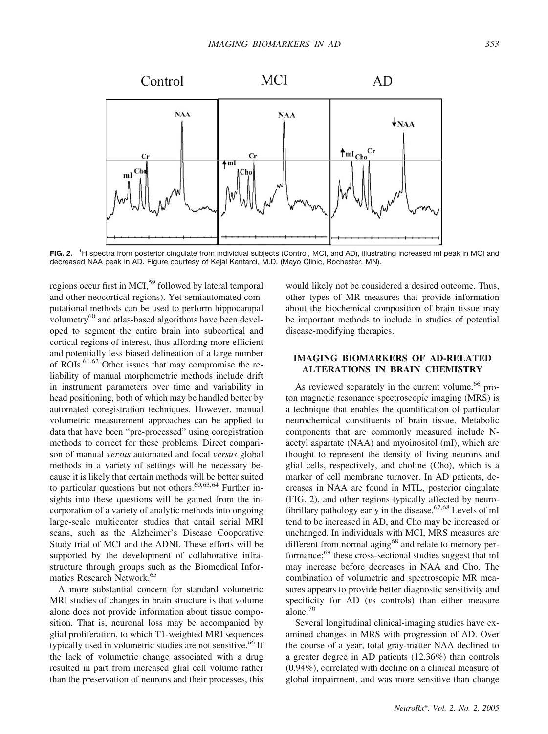Control

MCI

AD

NAA

NAA

NAA

Cr

Cr

Cr

mI

Cho

mI

Cho

mI

Cho

**FIG. 2.** [1]H spectra from posterior cingulate from individual subjects (Control, MCI, and AD), illustrating increased mI peak in MCI and decreased NAA peak in AD. Figure courtesy of Kejal Kantarci, M.D. (Mayo Clinic, Rochester, MN).

regions occur first in MCI,[59] followed by lateral temporal and other neocortical regions). Yet semiautomated computational methods can be used to perform hippocampal volumetry[60] and atlas-based algorithms have been developed to segment the entire brain into subcortical and cortical regions of interest, thus affording more efficient and potentially less biased delineation of a large number of ROIs.[61,62] Other issues that may compromise the reliability of manual morphometric methods include drift in instrument parameters over time and variability in head positioning, both of which may be handled better by automated coregistration techniques. However, manual volumetric measurement approaches can be applied to data that have been "pre-processed" using coregistration methods to correct for these problems. Direct comparison of manual *versus* automated and focal *versus* global methods in a variety of settings will be necessary because it is likely that certain methods will be better suited to particular questions but not others.[60,63,64] Further insights into these questions will be gained from the incorporation of a variety of analytic methods into ongoing large-scale multicenter studies that entail serial MRI scans, such as the Alzheimer's Disease Cooperative Study trial of MCI and the ADNI. These efforts will be supported by the development of collaborative infrastructure through groups such as the Biomedical Informatics Research Network.[65]

A more substantial concern for standard volumetric MRI studies of changes in brain structure is that volume alone does not provide information about tissue composition. That is, neuronal loss may be accompanied by glial proliferation, to which T1-weighted MRI sequences typically used in volumetric studies are not sensitive.[66] If the lack of volumetric change associated with a drug resulted in part from increased glial cell volume rather than the preservation of neurons and their processes, this would likely not be considered a desired outcome. Thus, other types of MR measures that provide information about the biochemical composition of brain tissue may be important methods to include in studies of potential disease-modifying therapies.

## IMAGING BIOMARKERS OF AD-RELATED ALTERATIONS IN BRAIN CHEMISTRY

As reviewed separately in the current volume,[66] proton magnetic resonance spectroscopic imaging (MRS) is a technique that enables the quantification of particular neurochemical constituents of brain tissue. Metabolic components that are commonly measured include N-acetyl aspartate (NAA) and myoinositol (mI), which are thought to represent the density of living neurons and glial cells, respectively, and choline (Cho), which is a marker of cell membrane turnover. In AD patients, decreases in NAA are found in MTL, posterior cingulate (FIG. 2), and other regions typically affected by neurofibrillary pathology early in the disease.[67,68] Levels of mI tend to be increased in AD, and Cho may be increased or unchanged. In individuals with MCI, MRS measures are different from normal aging[68] and relate to memory performance;[69] these cross-sectional studies suggest that mI may increase before decreases in NAA and Cho. The combination of volumetric and spectroscopic MR measures appears to provide better diagnostic sensitivity and specificity for AD (*vs* controls) than either measure alone.[70]

Several longitudinal clinical-imaging studies have examined changes in MRS with progression of AD. Over the course of a year, total gray-matter NAA declined to a greater degree in AD patients (12.36%) than controls (0.94%), correlated with decline on a clinical measure of global impairment, and was more sensitive than change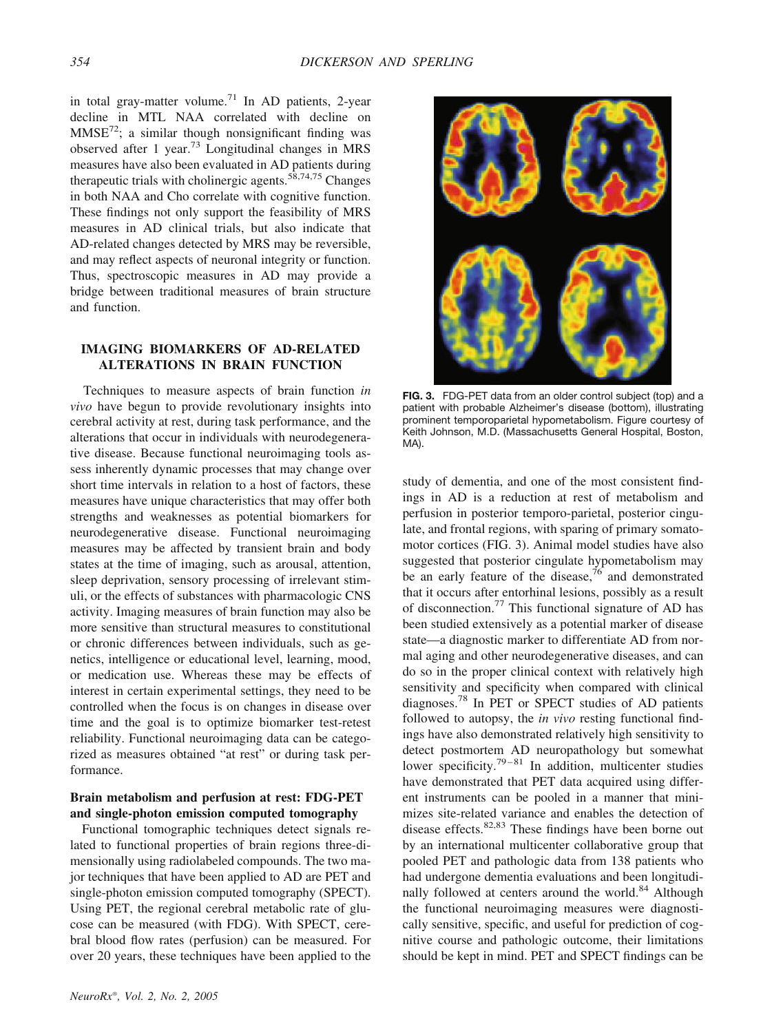in total gray-matter volume.[71] In AD patients, 2-year decline in MTL NAA correlated with decline on MMSE[72]; a similar though nonsignificant finding was observed after 1 year.[73] Longitudinal changes in MRS measures have also been evaluated in AD patients during therapeutic trials with cholinergic agents.[58,74,75] Changes in both NAA and Cho correlate with cognitive function. These findings not only support the feasibility of MRS measures in AD clinical trials, but also indicate that AD-related changes detected by MRS may be reversible, and may reflect aspects of neuronal integrity or function. Thus, spectroscopic measures in AD may provide a bridge between traditional measures of brain structure and function.

## IMAGING BIOMARKERS OF AD-RELATED ALTERATIONS IN BRAIN FUNCTION

Techniques to measure aspects of brain function *in vivo* have begun to provide revolutionary insights into cerebral activity at rest, during task performance, and the alterations that occur in individuals with neurodegenerative disease. Because functional neuroimaging tools assess inherently dynamic processes that may change over short time intervals in relation to a host of factors, these measures have unique characteristics that may offer both strengths and weaknesses as potential biomarkers for neurodegenerative disease. Functional neuroimaging measures may be affected by transient brain and body states at the time of imaging, such as arousal, attention, sleep deprivation, sensory processing of irrelevant stimuli, or the effects of substances with pharmacologic CNS activity. Imaging measures of brain function may also be more sensitive than structural measures to constitutional or chronic differences between individuals, such as genetics, intelligence or educational level, learning, mood, or medication use. Whereas these may be effects of interest in certain experimental settings, they need to be controlled when the focus is on changes in disease over time and the goal is to optimize biomarker test-retest reliability. Functional neuroimaging data can be categorized as measures obtained "at rest" or during task performance.

### Brain metabolism and perfusion at rest: FDG-PET and single-photon emission computed tomography

Functional tomographic techniques detect signals related to functional properties of brain regions three-dimensionally using radiolabeled compounds. The two major techniques that have been applied to AD are PET and single-photon emission computed tomography (SPECT). Using PET, the regional cerebral metabolic rate of glucose can be measured (with FDG). With SPECT, cerebral blood flow rates (perfusion) can be measured. For over 20 years, these techniques have been applied to the study of dementia, and one of the most consistent findings in AD is a reduction at rest of metabolism and perfusion in posterior temporo-parietal, posterior cingulate, and frontal regions, with sparing of primary somatomotor cortices (FIG. 3). Animal model studies have also suggested that posterior cingulate hypometabolism may be an early feature of the disease,[76] and demonstrated that it occurs after entorhinal lesions, possibly as a result of disconnection.[77] This functional signature of AD has been studied extensively as a potential marker of disease state—a diagnostic marker to differentiate AD from normal aging and other neurodegenerative diseases, and can do so in the proper clinical context with relatively high sensitivity and specificity when compared with clinical diagnoses.[78] In PET or SPECT studies of AD patients followed to autopsy, the *in vivo* resting functional findings have also demonstrated relatively high sensitivity to detect postmortem AD neuropathology but somewhat lower specificity.[79–81] In addition, multicenter studies have demonstrated that PET data acquired using different instruments can be pooled in a manner that minimizes site-related variance and enables the detection of disease effects.[82,83] These findings have been borne out by an international multicenter collaborative group that pooled PET and pathologic data from 138 patients who had undergone dementia evaluations and been longitudinally followed at centers around the world.[84] Although the functional neuroimaging measures were diagnostically sensitive, specific, and useful for prediction of cognitive course and pathologic outcome, their limitations should be kept in mind. PET and SPECT findings can be

**FIG. 3.** FDG-PET data from an older control subject (top) and a patient with probable Alzheimer's disease (bottom), illustrating prominent temporoparietal hypometabolism. Figure courtesy of Keith Johnson, M.D. (Massachusetts General Hospital, Boston, MA).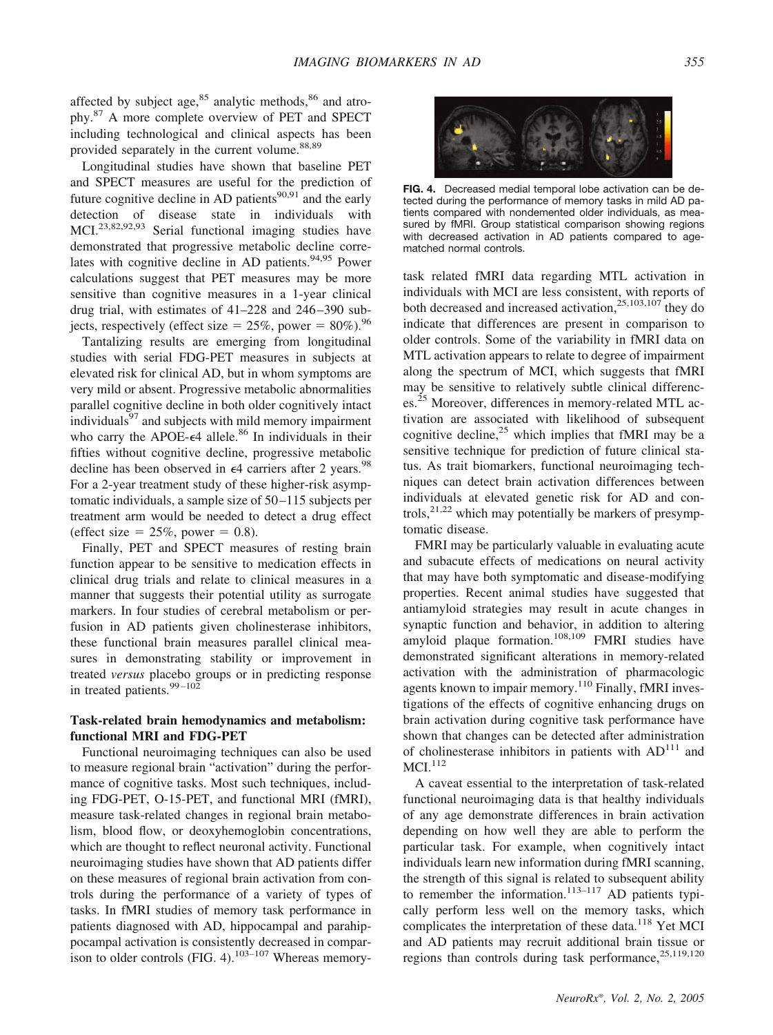affected by subject age,[85] analytic methods,[86] and atrophy.[87] A more complete overview of PET and SPECT including technological and clinical aspects has been provided separately in the current volume.[88,89]

Longitudinal studies have shown that baseline PET and SPECT measures are useful for the prediction of future cognitive decline in AD patients[90,91] and the early detection of disease state in individuals with MCI.[23,82,92,93] Serial functional imaging studies have demonstrated that progressive metabolic decline correlates with cognitive decline in AD patients.[94,95] Power calculations suggest that PET measures may be more sensitive than cognitive measures in a 1-year clinical drug trial, with estimates of 41–228 and 246–390 subjects, respectively (effect size = 25%, power = 80%).[96]

Tantalizing results are emerging from longitudinal studies with serial FDG-PET measures in subjects at elevated risk for clinical AD, but in whom symptoms are very mild or absent. Progressive metabolic abnormalities parallel cognitive decline in both older cognitively intact individuals[97] and subjects with mild memory impairment who carry the APOE-ε4 allele.[86] In individuals in their fifties without cognitive decline, progressive metabolic decline has been observed in ε4 carriers after 2 years.[98] For a 2-year treatment study of these higher-risk asymptomatic individuals, a sample size of 50–115 subjects per treatment arm would be needed to detect a drug effect (effect size = 25%, power = 0.8).

Finally, PET and SPECT measures of resting brain function appear to be sensitive to medication effects in clinical drug trials and relate to clinical measures in a manner that suggests their potential utility as surrogate markers. In four studies of cerebral metabolism or perfusion in AD patients given cholinesterase inhibitors, these functional brain measures parallel clinical measures in demonstrating stability or improvement in treated *versus* placebo groups or in predicting response in treated patients.[99–102]

### Task-related brain hemodynamics and metabolism: functional MRI and FDG-PET

Functional neuroimaging techniques can also be used to measure regional brain "activation" during the performance of cognitive tasks. Most such techniques, including FDG-PET, O-15-PET, and functional MRI (fMRI), measure task-related changes in regional brain metabolism, blood flow, or deoxyhemoglobin concentrations, which are thought to reflect neuronal activity. Functional neuroimaging studies have shown that AD patients differ on these measures of regional brain activation from controls during the performance of a variety of types of tasks. In fMRI studies of memory task performance in patients diagnosed with AD, hippocampal and parahippocampal activation is consistently decreased in comparison to older controls (FIG. 4).[103–107] Whereas memory-task related fMRI data regarding MTL activation in individuals with MCI are less consistent, with reports of both decreased and increased activation,[25,103,107] they do indicate that differences are present in comparison to older controls. Some of the variability in fMRI data on MTL activation appears to relate to degree of impairment along the spectrum of MCI, which suggests that fMRI may be sensitive to relatively subtle clinical differences.[25] Moreover, differences in memory-related MTL activation are associated with likelihood of subsequent cognitive decline,[25] which implies that fMRI may be a sensitive technique for prediction of future clinical status. As trait biomarkers, functional neuroimaging techniques can detect brain activation differences between individuals at elevated genetic risk for AD and controls,[21,22] which may potentially be markers of presymptomatic disease.

**FIG. 4.** Decreased medial temporal lobe activation can be detected during the performance of memory tasks in mild AD patients compared with nondemented older individuals, as measured by fMRI. Group statistical comparison showing regions with decreased activation in AD patients compared to age-matched normal controls.

FMRI may be particularly valuable in evaluating acute and subacute effects of medications on neural activity that may have both symptomatic and disease-modifying properties. Recent animal studies have suggested that antiamyloid strategies may result in acute changes in synaptic function and behavior, in addition to altering amyloid plaque formation.[108,109] FMRI studies have demonstrated significant alterations in memory-related activation with the administration of pharmacologic agents known to impair memory.[110] Finally, fMRI investigations of the effects of cognitive enhancing drugs on brain activation during cognitive task performance have shown that changes can be detected after administration of cholinesterase inhibitors in patients with AD[111] and MCI.[112]

A caveat essential to the interpretation of task-related functional neuroimaging data is that healthy individuals of any age demonstrate differences in brain activation depending on how well they are able to perform the particular task. For example, when cognitively intact individuals learn new information during fMRI scanning, the strength of this signal is related to subsequent ability to remember the information.[113–117] AD patients typically perform less well on the memory tasks, which complicates the interpretation of these data.[118] Yet MCI and AD patients may recruit additional brain tissue or regions than controls during task performance,[25,119,120]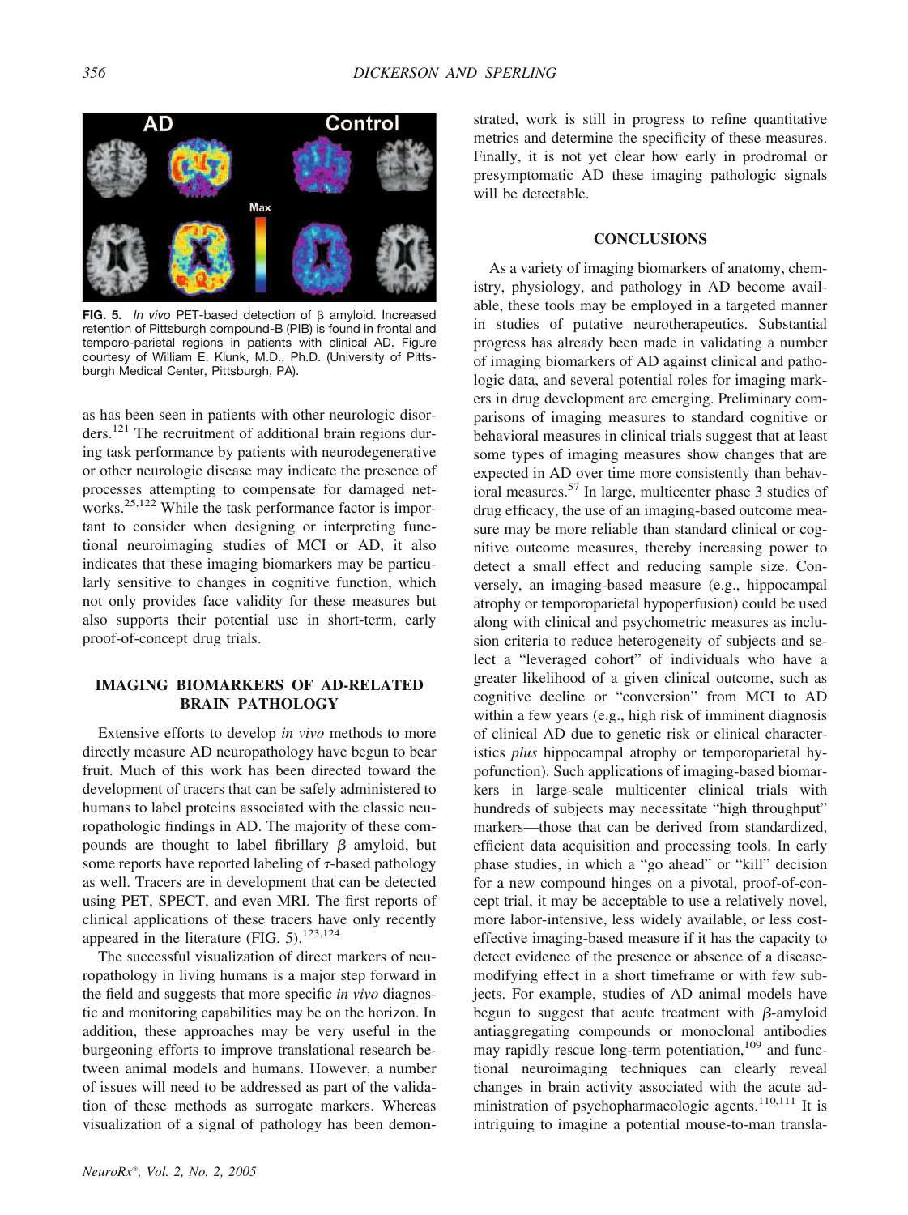**FIG. 5.** *In vivo* PET-based detection of β amyloid. Increased retention of Pittsburgh compound-B (PIB) is found in frontal and temporo-parietal regions in patients with clinical AD. Figure courtesy of William E. Klunk, M.D., Ph.D. (University of Pittsburgh Medical Center, Pittsburgh, PA).

as has been seen in patients with other neurologic disorders.[121] The recruitment of additional brain regions during task performance by patients with neurodegenerative or other neurologic disease may indicate the presence of processes attempting to compensate for damaged networks.[25,122] While the task performance factor is important to consider when designing or interpreting functional neuroimaging studies of MCI or AD, it also indicates that these imaging biomarkers may be particularly sensitive to changes in cognitive function, which not only provides face validity for these measures but also supports their potential use in short-term, early proof-of-concept drug trials.

## IMAGING BIOMARKERS OF AD-RELATED BRAIN PATHOLOGY

Extensive efforts to develop *in vivo* methods to more directly measure AD neuropathology have begun to bear fruit. Much of this work has been directed toward the development of tracers that can be safely administered to humans to label proteins associated with the classic neuropathologic findings in AD. The majority of these compounds are thought to label fibrillary β amyloid, but some reports have reported labeling of τ-based pathology as well. Tracers are in development that can be detected using PET, SPECT, and even MRI. The first reports of clinical applications of these tracers have only recently appeared in the literature (FIG. 5).[123,124]

The successful visualization of direct markers of neuropathology in living humans is a major step forward in the field and suggests that more specific *in vivo* diagnostic and monitoring capabilities may be on the horizon. In addition, these approaches may be very useful in the burgeoning efforts to improve translational research between animal models and humans. However, a number of issues will need to be addressed as part of the validation of these methods as surrogate markers. Whereas visualization of a signal of pathology has been demonstrated, work is still in progress to refine quantitative metrics and determine the specificity of these measures. Finally, it is not yet clear how early in prodromal or presymptomatic AD these imaging pathologic signals will be detectable.

## CONCLUSIONS

As a variety of imaging biomarkers of anatomy, chemistry, physiology, and pathology in AD become available, these tools may be employed in a targeted manner in studies of putative neurotherapeutics. Substantial progress has already been made in validating a number of imaging biomarkers of AD against clinical and pathologic data, and several potential roles for imaging markers in drug development are emerging. Preliminary comparisons of imaging measures to standard cognitive or behavioral measures in clinical trials suggest that at least some types of imaging measures show changes that are expected in AD over time more consistently than behavioral measures.[57] In large, multicenter phase 3 studies of drug efficacy, the use of an imaging-based outcome measure may be more reliable than standard clinical or cognitive outcome measures, thereby increasing power to detect a small effect and reducing sample size. Conversely, an imaging-based measure (e.g., hippocampal atrophy or temporoparietal hypoperfusion) could be used along with clinical and psychometric measures as inclusion criteria to reduce heterogeneity of subjects and select a "leveraged cohort" of individuals who have a greater likelihood of a given clinical outcome, such as cognitive decline or "conversion" from MCI to AD within a few years (e.g., high risk of imminent diagnosis of clinical AD due to genetic risk or clinical characteristics *plus* hippocampal atrophy or temporoparietal hypofunction). Such applications of imaging-based biomarkers in large-scale multicenter clinical trials with hundreds of subjects may necessitate "high throughput" markers—those that can be derived from standardized, efficient data acquisition and processing tools. In early phase studies, in which a "go ahead" or "kill" decision for a new compound hinges on a pivotal, proof-of-concept trial, it may be acceptable to use a relatively novel, more labor-intensive, less widely available, or less cost-effective imaging-based measure if it has the capacity to detect evidence of the presence or absence of a disease-modifying effect in a short timeframe or with few subjects. For example, studies of AD animal models have begun to suggest that acute treatment with β-amyloid antiaggregating compounds or monoclonal antibodies may rapidly rescue long-term potentiation,[109] and functional neuroimaging techniques can clearly reveal changes in brain activity associated with the acute administration of psychopharmacologic agents.[110,111] It is intriguing to imagine a potential mouse-to-man transla-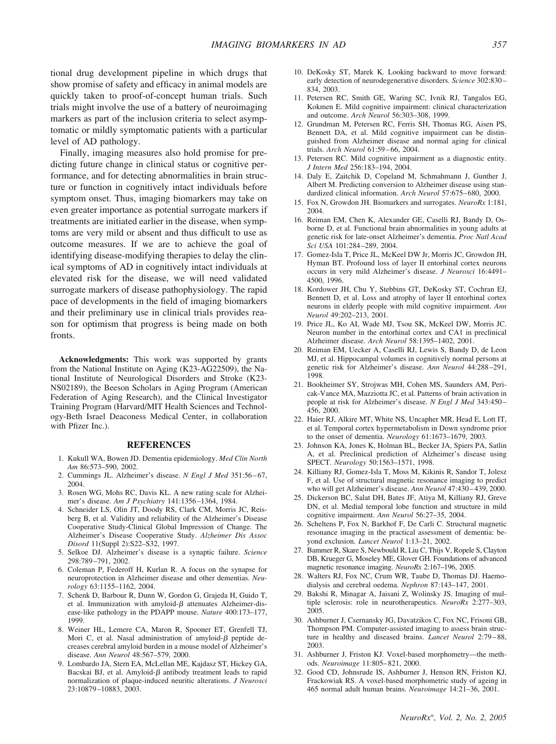tional drug development pipeline in which drugs that show promise of safety and efficacy in animal models are quickly taken to proof-of-concept human trials. Such trials might involve the use of a battery of neuroimaging markers as part of the inclusion criteria to select asymptomatic or mildly symptomatic patients with a particular level of AD pathology.

Finally, imaging measures also hold promise for predicting future change in clinical status or cognitive performance, and for detecting abnormalities in brain structure or function in cognitively intact individuals before symptom onset. Thus, imaging biomarkers may take on even greater importance as potential surrogate markers if treatments are initiated earlier in the disease, when symptoms are very mild or absent and thus difficult to use as outcome measures. If we are to achieve the goal of identifying disease-modifying therapies to delay the clinical symptoms of AD in cognitively intact individuals at elevated risk for the disease, we will need validated surrogate markers of disease pathophysiology. The rapid pace of developments in the field of imaging biomarkers and their preliminary use in clinical trials provides reason for optimism that progress is being made on both fronts.

**Acknowledgments:** This work was supported by grants from the National Institute on Aging (K23-AG22509), the National Institute of Neurological Disorders and Stroke (K23-NS02189), the Beeson Scholars in Aging Program (American Federation of Aging Research), and the Clinical Investigator Training Program (Harvard/MIT Health Sciences and Technology-Beth Israel Deaconess Medical Center, in collaboration with Pfizer Inc.).

## REFERENCES

1. Kukull WA, Bowen JD. Dementia epidemiology. *Med Clin North Am* 86:573–590, 2002.
2. Cummings JL. Alzheimer's disease. *N Engl J Med* 351:56–67, 2004.
3. Rosen WG, Mohs RC, Davis KL. A new rating scale for Alzheimer's disease. *Am J Psychiatry* 141:1356–1364, 1984.
4. Schneider LS, Olin JT, Doody RS, Clark CM, Morris JC, Reisberg B, et al. Validity and reliability of the Alzheimer's Disease Cooperative Study-Clinical Global Impression of Change. The Alzheimer's Disease Cooperative Study. *Alzheimer Dis Assoc Disord* 11(Suppl 2):S22–S32, 1997.
5. Selkoe DJ. Alzheimer's disease is a synaptic failure. *Science* 298:789–791, 2002.
6. Coleman P, Federoff H, Kurlan R. A focus on the synapse for neuroprotection in Alzheimer disease and other dementias. *Neurology* 63:1155–1162, 2004.
7. Schenk D, Barbour R, Dunn W, Gordon G, Grajeda H, Guido T, et al. Immunization with amyloid-$\beta$ attenuates Alzheimer-disease-like pathology in the PDAPP mouse. *Nature* 400:173–177, 1999.
8. Weiner HL, Lemere CA, Maron R, Spooner ET, Grenfell TJ, Mori C, et al. Nasal administration of amyloid-$\beta$ peptide decreases cerebral amyloid burden in a mouse model of Alzheimer's disease. *Ann Neurol* 48:567–579, 2000.
9. Lombardo JA, Stern EA, McLellan ME, Kajdasz ST, Hickey GA, Bacskai BJ, et al. Amyloid-$\beta$ antibody treatment leads to rapid normalization of plaque-induced neuritic alterations. *J Neurosci* 23:10879–10883, 2003.
10. DeKosky ST, Marek K. Looking backward to move forward: early detection of neurodegenerative disorders. *Science* 302:830–834, 2003.
11. Petersen RC, Smith GE, Waring SC, Ivnik RJ, Tangalos EG, Kokmen E. Mild cognitive impairment: clinical characterization and outcome. *Arch Neurol* 56:303–308, 1999.
12. Grundman M, Petersen RC, Ferris SH, Thomas RG, Aisen PS, Bennett DA, et al. Mild cognitive impairment can be distinguished from Alzheimer disease and normal aging for clinical trials. *Arch Neurol* 61:59–66, 2004.
13. Petersen RC. Mild cognitive impairment as a diagnostic entity. *J Intern Med* 256:183–194, 2004.
14. Daly E, Zaitchik D, Copeland M, Schmahmann J, Gunther J, Albert M. Predicting conversion to Alzheimer disease using standardized clinical information. *Arch Neurol* 57:675–680, 2000.
15. Fox N, Growdon JH. Biomarkers and surrogates. *NeuroRx* 1:181, 2004.
16. Reiman EM, Chen K, Alexander GE, Caselli RJ, Bandy D, Osborne D, et al. Functional brain abnormalities in young adults at genetic risk for late-onset Alzheimer's dementia. *Proc Natl Acad Sci USA* 101:284–289, 2004.
17. Gomez-Isla T, Price JL, McKeel DW Jr, Morris JC, Growdon JH, Hyman BT. Profound loss of layer II entorhinal cortex neurons occurs in very mild Alzheimer's disease. *J Neurosci* 16:4491–4500, 1996.
18. Kordower JH, Chu Y, Stebbins GT, DeKosky ST, Cochran EJ, Bennett D, et al. Loss and atrophy of layer II entorhinal cortex neurons in elderly people with mild cognitive impairment. *Ann Neurol* 49:202–213, 2001.
19. Price JL, Ko AI, Wade MJ, Tsou SK, McKeel DW, Morris JC. Neuron number in the entorhinal cortex and CA1 in preclinical Alzheimer disease. *Arch Neurol* 58:1395–1402, 2001.
20. Reiman EM, Uecker A, Caselli RJ, Lewis S, Bandy D, de Leon MJ, et al. Hippocampal volumes in cognitively normal persons at genetic risk for Alzheimer's disease. *Ann Neurol* 44:288–291, 1998.
21. Bookheimer SY, Strojwas MH, Cohen MS, Saunders AM, Pericak-Vance MA, Mazziotta JC, et al. Patterns of brain activation in people at risk for Alzheimer's disease. *N Engl J Med* 343:450–456, 2000.
22. Haier RJ, Alkire MT, White NS, Uncapher MR, Head E, Lott IT, et al. Temporal cortex hypermetabolism in Down syndrome prior to the onset of dementia. *Neurology* 61:1673–1679, 2003.
23. Johnson KA, Jones K, Holman BL, Becker JA, Spiers PA, Satlin A, et al. Preclinical prediction of Alzheimer's disease using SPECT. *Neurology* 50:1563–1571, 1998.
24. Killiany RJ, Gomez-Isla T, Moss M, Kikinis R, Sandor T, Jolesz F, et al. Use of structural magnetic resonance imaging to predict who will get Alzheimer's disease. *Ann Neurol* 47:430–439, 2000.
25. Dickerson BC, Salat DH, Bates JF, Atiya M, Killiany RJ, Greve DN, et al. Medial temporal lobe function and structure in mild cognitive impairment. *Ann Neurol* 56:27–35, 2004.
26. Scheltens P, Fox N, Barkhof F, De Carli C. Structural magnetic resonance imaging in the practical assessment of dementia: beyond exclusion. *Lancet Neurol* 1:13–21, 2002.
27. Bammer R, Skare S, Newbould R, Liu C, Thijs V, Ropele S, Clayton DB, Krueger G, Moseley ME, Glover GH. Foundations of advanced magnetic resonance imaging. *NeuroRx* 2:167–196, 2005.
28. Walters RJ, Fox NC, Crum WR, Taube D, Thomas DJ. Haemodialysis and cerebral oedema. *Nephron* 87:143–147, 2001.
29. Bakshi R, Minagar A, Jaisani Z, Wolinsky JS. Imaging of multiple sclerosis: role in neurotherapeutics. *NeuroRx* 2:277–303, 2005.
30. Ashburner J, Csernansky JG, Davatzikos C, Fox NC, Frisoni GB, Thompson PM. Computer-assisted imaging to assess brain structure in healthy and diseased brains. *Lancet Neurol* 2:79–88, 2003.
31. Ashburner J, Friston KJ. Voxel-based morphometry—the methods. *Neuroimage* 11:805–821, 2000.
32. Good CD, Johnsrude IS, Ashburner J, Henson RN, Friston KJ, Frackowiak RS. A voxel-based morphometric study of ageing in 465 normal adult human brains. *Neuroimage* 14:21–36, 2001.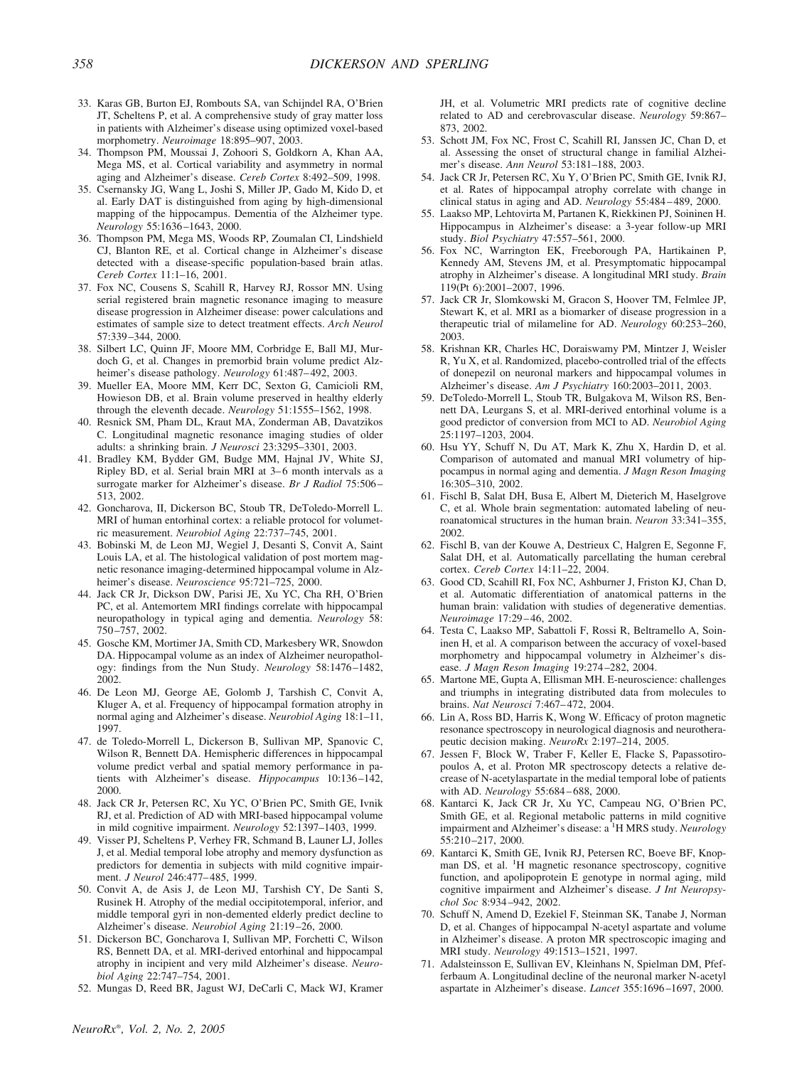33. Karas GB, Burton EJ, Rombouts SA, van Schijndel RA, O'Brien JT, Scheltens P, et al. A comprehensive study of gray matter loss in patients with Alzheimer's disease using optimized voxel-based morphometry. *Neuroimage* 18:895–907, 2003.
34. Thompson PM, Moussai J, Zohoori S, Goldkorn A, Khan AA, Mega MS, et al. Cortical variability and asymmetry in normal aging and Alzheimer's disease. *Cereb Cortex* 8:492–509, 1998.
35. Csernansky JG, Wang L, Joshi S, Miller JP, Gado M, Kido D, et al. Early DAT is distinguished from aging by high-dimensional mapping of the hippocampus. Dementia of the Alzheimer type. *Neurology* 55:1636–1643, 2000.
36. Thompson PM, Mega MS, Woods RP, Zoumalan CI, Lindshield CJ, Blanton RE, et al. Cortical change in Alzheimer's disease detected with a disease-specific population-based brain atlas. *Cereb Cortex* 11:1–16, 2001.
37. Fox NC, Cousens S, Scahill R, Harvey RJ, Rossor MN. Using serial registered brain magnetic resonance imaging to measure disease progression in Alzheimer disease: power calculations and estimates of sample size to detect treatment effects. *Arch Neurol* 57:339–344, 2000.
38. Silbert LC, Quinn JF, Moore MM, Corbridge E, Ball MJ, Murdoch G, et al. Changes in premorbid brain volume predict Alzheimer's disease pathology. *Neurology* 61:487–492, 2003.
39. Mueller EA, Moore MM, Kerr DC, Sexton G, Camicioli RM, Howieson DB, et al. Brain volume preserved in healthy elderly through the eleventh decade. *Neurology* 51:1555–1562, 1998.
40. Resnick SM, Pham DL, Kraut MA, Zonderman AB, Davatzikos C. Longitudinal magnetic resonance imaging studies of older adults: a shrinking brain. *J Neurosci* 23:3295–3301, 2003.
41. Bradley KM, Bydder GM, Budge MM, Hajnal JV, White SJ, Ripley BD, et al. Serial brain MRI at 3–6 month intervals as a surrogate marker for Alzheimer's disease. *Br J Radiol* 75:506–513, 2002.
42. Goncharova, II, Dickerson BC, Stoub TR, DeToledo-Morrell L. MRI of human entorhinal cortex: a reliable protocol for volumetric measurement. *Neurobiol Aging* 22:737–745, 2001.
43. Bobinski M, de Leon MJ, Wegiel J, Desanti S, Convit A, Saint Louis LA, et al. The histological validation of post mortem magnetic resonance imaging-determined hippocampal volume in Alzheimer's disease. *Neuroscience* 95:721–725, 2000.
44. Jack CR Jr, Dickson DW, Parisi JE, Xu YC, Cha RH, O'Brien PC, et al. Antemortem MRI findings correlate with hippocampal neuropathology in typical aging and dementia. *Neurology* 58: 750–757, 2002.
45. Gosche KM, Mortimer JA, Smith CD, Markesbery WR, Snowdon DA. Hippocampal volume as an index of Alzheimer neuropathology: findings from the Nun Study. *Neurology* 58:1476–1482, 2002.
46. De Leon MJ, George AE, Golomb J, Tarshish C, Convit A, Kluger A, et al. Frequency of hippocampal formation atrophy in normal aging and Alzheimer's disease. *Neurobiol Aging* 18:1–11, 1997.
47. de Toledo-Morrell L, Dickerson B, Sullivan MP, Spanovic C, Wilson R, Bennett DA. Hemispheric differences in hippocampal volume predict verbal and spatial memory performance in patients with Alzheimer's disease. *Hippocampus* 10:136–142, 2000.
48. Jack CR Jr, Petersen RC, Xu YC, O'Brien PC, Smith GE, Ivnik RJ, et al. Prediction of AD with MRI-based hippocampal volume in mild cognitive impairment. *Neurology* 52:1397–1403, 1999.
49. Visser PJ, Scheltens P, Verhey FR, Schmand B, Launer LJ, Jolles J, et al. Medial temporal lobe atrophy and memory dysfunction as predictors for dementia in subjects with mild cognitive impairment. *J Neurol* 246:477–485, 1999.
50. Convit A, de Asis J, de Leon MJ, Tarshish CY, De Santi S, Rusinek H. Atrophy of the medial occipitotemporal, inferior, and middle temporal gyri in non-demented elderly predict decline to Alzheimer's disease. *Neurobiol Aging* 21:19–26, 2000.
51. Dickerson BC, Goncharova I, Sullivan MP, Forchetti C, Wilson RS, Bennett DA, et al. MRI-derived entorhinal and hippocampal atrophy in incipient and very mild Alzheimer's disease. *Neurobiol Aging* 22:747–754, 2001.
52. Mungas D, Reed BR, Jagust WJ, DeCarli C, Mack WJ, Kramer JH, et al. Volumetric MRI predicts rate of cognitive decline related to AD and cerebrovascular disease. *Neurology* 59:867–873, 2002.
53. Schott JM, Fox NC, Frost C, Scahill RI, Janssen JC, Chan D, et al. Assessing the onset of structural change in familial Alzheimer's disease. *Ann Neurol* 53:181–188, 2003.
54. Jack CR Jr, Petersen RC, Xu Y, O'Brien PC, Smith GE, Ivnik RJ, et al. Rates of hippocampal atrophy correlate with change in clinical status in aging and AD. *Neurology* 55:484–489, 2000.
55. Laakso MP, Lehtovirta M, Partanen K, Riekkinen PJ, Soininen H. Hippocampus in Alzheimer's disease: a 3-year follow-up MRI study. *Biol Psychiatry* 47:557–561, 2000.
56. Fox NC, Warrington EK, Freeborough PA, Hartikainen P, Kennedy AM, Stevens JM, et al. Presymptomatic hippocampal atrophy in Alzheimer's disease. A longitudinal MRI study. *Brain* 119(Pt 6):2001–2007, 1996.
57. Jack CR Jr, Slomkowski M, Gracon S, Hoover TM, Felmlee JP, Stewart K, et al. MRI as a biomarker of disease progression in a therapeutic trial of milameline for AD. *Neurology* 60:253–260, 2003.
58. Krishnan KR, Charles HC, Doraiswamy PM, Mintzer J, Weisler R, Yu X, et al. Randomized, placebo-controlled trial of the effects of donepezil on neuronal markers and hippocampal volumes in Alzheimer's disease. *Am J Psychiatry* 160:2003–2011, 2003.
59. DeToledo-Morrell L, Stoub TR, Bulgakova M, Wilson RS, Bennett DA, Leurgans S, et al. MRI-derived entorhinal volume is a good predictor of conversion from MCI to AD. *Neurobiol Aging* 25:1197–1203, 2004.
60. Hsu YY, Schuff N, Du AT, Mark K, Zhu X, Hardin D, et al. Comparison of automated and manual MRI volumetry of hippocampus in normal aging and dementia. *J Magn Reson Imaging* 16:305–310, 2002.
61. Fischl B, Salat DH, Busa E, Albert M, Dieterich M, Haselgrove C, et al. Whole brain segmentation: automated labeling of neuroanatomical structures in the human brain. *Neuron* 33:341–355, 2002.
62. Fischl B, van der Kouwe A, Destrieux C, Halgren E, Segonne F, Salat DH, et al. Automatically parcellating the human cerebral cortex. *Cereb Cortex* 14:11–22, 2004.
63. Good CD, Scahill RI, Fox NC, Ashburner J, Friston KJ, Chan D, et al. Automatic differentiation of anatomical patterns in the human brain: validation with studies of degenerative dementias. *Neuroimage* 17:29–46, 2002.
64. Testa C, Laakso MP, Sabattoli F, Rossi R, Beltramello A, Soininen H, et al. A comparison between the accuracy of voxel-based morphometry and hippocampal volumetry in Alzheimer's disease. *J Magn Reson Imaging* 19:274–282, 2004.
65. Martone ME, Gupta A, Ellisman MH. E-neuroscience: challenges and triumphs in integrating distributed data from molecules to brains. *Nat Neurosci* 7:467–472, 2004.
66. Lin A, Ross BD, Harris K, Wong W. Efficacy of proton magnetic resonance spectroscopy in neurological diagnosis and neurotherapeutic decision making. *NeuroRx* 2:197–214, 2005.
67. Jessen F, Block W, Traber F, Keller E, Flacke S, Papassotiropoulos A, et al. Proton MR spectroscopy detects a relative decrease of N-acetylaspartate in the medial temporal lobe of patients with AD. *Neurology* 55:684–688, 2000.
68. Kantarci K, Jack CR Jr, Xu YC, Campeau NG, O'Brien PC, Smith GE, et al. Regional metabolic patterns in mild cognitive impairment and Alzheimer's disease: a $^1$H MRS study. *Neurology* 55:210–217, 2000.
69. Kantarci K, Smith GE, Ivnik RJ, Petersen RC, Boeve BF, Knopman DS, et al. $^1$H magnetic resonance spectroscopy, cognitive function, and apolipoprotein E genotype in normal aging, mild cognitive impairment and Alzheimer's disease. *J Int Neuropsychol Soc* 8:934–942, 2002.
70. Schuff N, Amend D, Ezekiel F, Steinman SK, Tanabe J, Norman D, et al. Changes of hippocampal N-acetyl aspartate and volume in Alzheimer's disease. A proton MR spectroscopic imaging and MRI study. *Neurology* 49:1513–1521, 1997.
71. Adalsteinsson E, Sullivan EV, Kleinhans N, Spielman DM, Pfefferbaum A. Longitudinal decline of the neuronal marker N-acetyl aspartate in Alzheimer's disease. *Lancet* 355:1696–1697, 2000.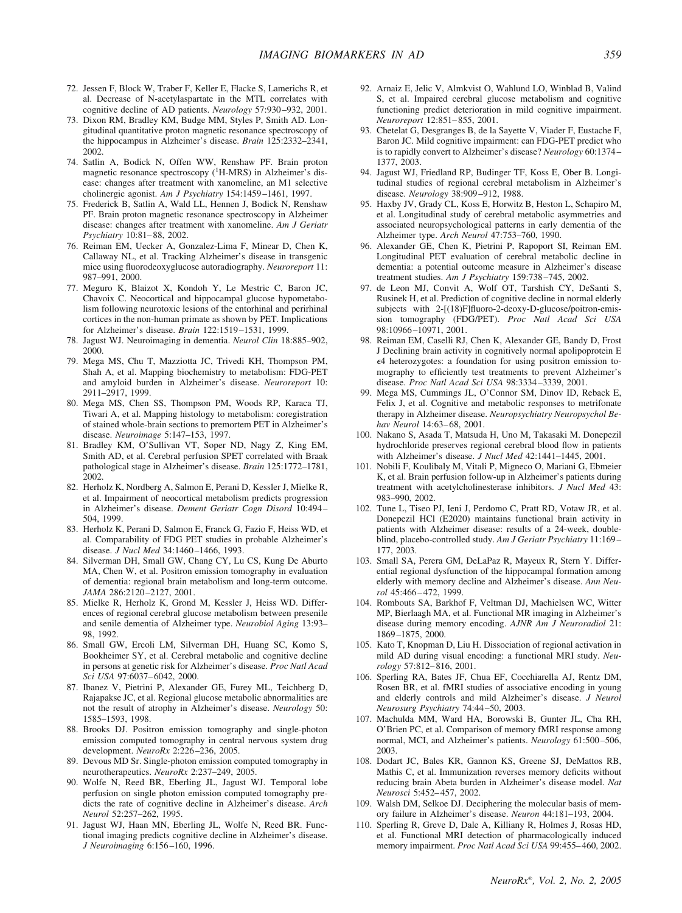72. Jessen F, Block W, Traber F, Keller E, Flacke S, Lamerichs R, et al. Decrease of N-acetylaspartate in the MTL correlates with cognitive decline of AD patients. *Neurology* 57:930–932, 2001.
73. Dixon RM, Bradley KM, Budge MM, Styles P, Smith AD. Longitudinal quantitative proton magnetic resonance spectroscopy of the hippocampus in Alzheimer's disease. *Brain* 125:2332–2341, 2002.
74. Satlin A, Bodick N, Offen WW, Renshaw PF. Brain proton magnetic resonance spectroscopy ($^1$H-MRS) in Alzheimer's disease: changes after treatment with xanomeline, an M1 selective cholinergic agonist. *Am J Psychiatry* 154:1459–1461, 1997.
75. Frederick B, Satlin A, Wald LL, Hennen J, Bodick N, Renshaw PF. Brain proton magnetic resonance spectroscopy in Alzheimer disease: changes after treatment with xanomeline. *Am J Geriatr Psychiatry* 10:81–88, 2002.
76. Reiman EM, Uecker A, Gonzalez-Lima F, Minear D, Chen K, Callaway NL, et al. Tracking Alzheimer's disease in transgenic mice using fluorodeoxyglucose autoradiography. *Neuroreport* 11: 987–991, 2000.
77. Meguro K, Blaizot X, Kondoh Y, Le Mestric C, Baron JC, Chavoix C. Neocortical and hippocampal glucose hypometabolism following neurotoxic lesions of the entorhinal and perirhinal cortices in the non-human primate as shown by PET. Implications for Alzheimer's disease. *Brain* 122:1519–1531, 1999.
78. Jagust WJ. Neuroimaging in dementia. *Neurol Clin* 18:885–902, 2000.
79. Mega MS, Chu T, Mazziotta JC, Trivedi KH, Thompson PM, Shah A, et al. Mapping biochemistry to metabolism: FDG-PET and amyloid burden in Alzheimer's disease. *Neuroreport* 10: 2911–2917, 1999.
80. Mega MS, Chen SS, Thompson PM, Woods RP, Karaca TJ, Tiwari A, et al. Mapping histology to metabolism: coregistration of stained whole-brain sections to premortem PET in Alzheimer's disease. *Neuroimage* 5:147–153, 1997.
81. Bradley KM, O'Sullivan VT, Soper ND, Nagy Z, King EM, Smith AD, et al. Cerebral perfusion SPET correlated with Braak pathological stage in Alzheimer's disease. *Brain* 125:1772–1781, 2002.
82. Herholz K, Nordberg A, Salmon E, Perani D, Kessler J, Mielke R, et al. Impairment of neocortical metabolism predicts progression in Alzheimer's disease. *Dement Geriatr Cogn Disord* 10:494–504, 1999.
83. Herholz K, Perani D, Salmon E, Franck G, Fazio F, Heiss WD, et al. Comparability of FDG PET studies in probable Alzheimer's disease. *J Nucl Med* 34:1460–1466, 1993.
84. Silverman DH, Small GW, Chang CY, Lu CS, Kung De Aburto MA, Chen W, et al. Positron emission tomography in evaluation of dementia: regional brain metabolism and long-term outcome. *JAMA* 286:2120–2127, 2001.
85. Mielke R, Herholz K, Grond M, Kessler J, Heiss WD. Differences of regional cerebral glucose metabolism between presenile and senile dementia of Alzheimer type. *Neurobiol Aging* 13:93–98, 1992.
86. Small GW, Ercoli LM, Silverman DH, Huang SC, Komo S, Bookheimer SY, et al. Cerebral metabolic and cognitive decline in persons at genetic risk for Alzheimer's disease. *Proc Natl Acad Sci USA* 97:6037–6042, 2000.
87. Ibanez V, Pietrini P, Alexander GE, Furey ML, Teichberg D, Rajapakse JC, et al. Regional glucose metabolic abnormalities are not the result of atrophy in Alzheimer's disease. *Neurology* 50: 1585–1593, 1998.
88. Brooks DJ. Positron emission tomography and single-photon emission computed tomography in central nervous system drug development. *NeuroRx* 2:226–236, 2005.
89. Devous MD Sr. Single-photon emission computed tomography in neurotherapeutics. *NeuroRx* 2:237–249, 2005.
90. Wolfe N, Reed BR, Eberling JL, Jagust WJ. Temporal lobe perfusion on single photon emission computed tomography predicts the rate of cognitive decline in Alzheimer's disease. *Arch Neurol* 52:257–262, 1995.
91. Jagust WJ, Haan MN, Eberling JL, Wolfe N, Reed BR. Functional imaging predicts cognitive decline in Alzheimer's disease. *J Neuroimaging* 6:156–160, 1996.
92. Arnaiz E, Jelic V, Almkvist O, Wahlund LO, Winblad B, Valind S, et al. Impaired cerebral glucose metabolism and cognitive functioning predict deterioration in mild cognitive impairment. *Neuroreport* 12:851–855, 2001.
93. Chetelat G, Desgranges B, de la Sayette V, Viader F, Eustache F, Baron JC. Mild cognitive impairment: can FDG-PET predict who is to rapidly convert to Alzheimer's disease? *Neurology* 60:1374–1377, 2003.
94. Jagust WJ, Friedland RP, Budinger TF, Koss E, Ober B. Longitudinal studies of regional cerebral metabolism in Alzheimer's disease. *Neurology* 38:909–912, 1988.
95. Haxby JV, Grady CL, Koss E, Horwitz B, Heston L, Schapiro M, et al. Longitudinal study of cerebral metabolic asymmetries and associated neuropsychological patterns in early dementia of the Alzheimer type. *Arch Neurol* 47:753–760, 1990.
96. Alexander GE, Chen K, Pietrini P, Rapoport SI, Reiman EM. Longitudinal PET evaluation of cerebral metabolic decline in dementia: a potential outcome measure in Alzheimer's disease treatment studies. *Am J Psychiatry* 159:738–745, 2002.
97. de Leon MJ, Convit A, Wolf OT, Tarshish CY, DeSanti S, Rusinek H, et al. Prediction of cognitive decline in normal elderly subjects with 2-[(18)F]fluoro-2-deoxy-D-glucose/poitron-emission tomography (FDG/PET). *Proc Natl Acad Sci USA* 98:10966–10971, 2001.
98. Reiman EM, Caselli RJ, Chen K, Alexander GE, Bandy D, Frost J Declining brain activity in cognitively normal apolipoprotein E $\epsilon$4 heterozygotes: a foundation for using positron emission tomography to efficiently test treatments to prevent Alzheimer's disease. *Proc Natl Acad Sci USA* 98:3334–3339, 2001.
99. Mega MS, Cummings JL, O'Connor SM, Dinov ID, Reback E, Felix J, et al. Cognitive and metabolic responses to metrifonate therapy in Alzheimer disease. *Neuropsychiatry Neuropsychol Behav Neurol* 14:63–68, 2001.
100. Nakano S, Asada T, Matsuda H, Uno M, Takasaki M. Donepezil hydrochloride preserves regional cerebral blood flow in patients with Alzheimer's disease. *J Nucl Med* 42:1441–1445, 2001.
101. Nobili F, Koulibaly M, Vitali P, Migneco O, Mariani G, Ebmeier K, et al. Brain perfusion follow-up in Alzheimer's patients during treatment with acetylcholinesterase inhibitors. *J Nucl Med* 43: 983–990, 2002.
102. Tune L, Tiseo PJ, Ieni J, Perdomo C, Pratt RD, Votaw JR, et al. Donepezil HCl (E2020) maintains functional brain activity in patients with Alzheimer disease: results of a 24-week, double-blind, placebo-controlled study. *Am J Geriatr Psychiatry* 11:169–177, 2003.
103. Small SA, Perera GM, DeLaPaz R, Mayeux R, Stern Y. Differential regional dysfunction of the hippocampal formation among elderly with memory decline and Alzheimer's disease. *Ann Neurol* 45:466–472, 1999.
104. Rombouts SA, Barkhof F, Veltman DJ, Machielsen WC, Witter MP, Bierlaagh MA, et al. Functional MR imaging in Alzheimer's disease during memory encoding. *AJNR Am J Neuroradiol* 21: 1869–1875, 2000.
105. Kato T, Knopman D, Liu H. Dissociation of regional activation in mild AD during visual encoding: a functional MRI study. *Neurology* 57:812–816, 2001.
106. Sperling RA, Bates JF, Chua EF, Cocchiarella AJ, Rentz DM, Rosen BR, et al. fMRI studies of associative encoding in young and elderly controls and mild Alzheimer's disease. *J Neurol Neurosurg Psychiatry* 74:44–50, 2003.
107. Machulda MM, Ward HA, Borowski B, Gunter JL, Cha RH, O'Brien PC, et al. Comparison of memory fMRI response among normal, MCI, and Alzheimer's patients. *Neurology* 61:500–506, 2003.
108. Dodart JC, Bales KR, Gannon KS, Greene SJ, DeMattos RB, Mathis C, et al. Immunization reverses memory deficits without reducing brain Abeta burden in Alzheimer's disease model. *Nat Neurosci* 5:452–457, 2002.
109. Walsh DM, Selkoe DJ. Deciphering the molecular basis of memory failure in Alzheimer's disease. *Neuron* 44:181–193, 2004.
110. Sperling R, Greve D, Dale A, Killiany R, Holmes J, Rosas HD, et al. Functional MRI detection of pharmacologically induced memory impairment. *Proc Natl Acad Sci USA* 99:455–460, 2002.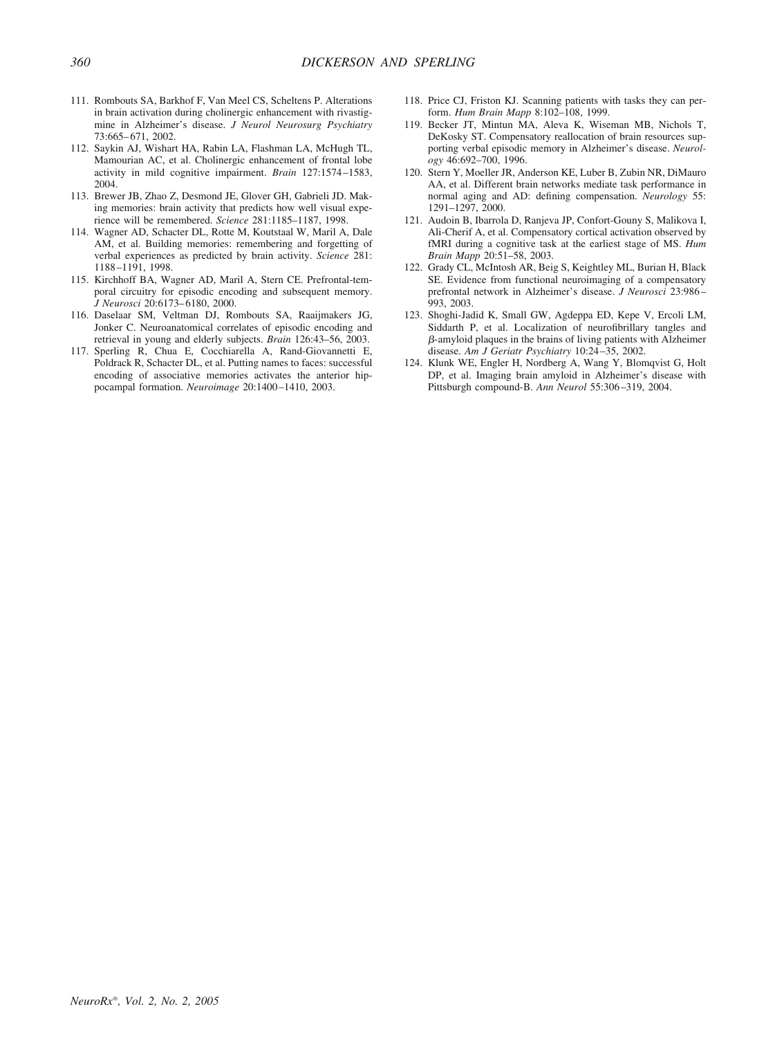111. Rombouts SA, Barkhof F, Van Meel CS, Scheltens P. Alterations in brain activation during cholinergic enhancement with rivastigmine in Alzheimer's disease. *J Neurol Neurosurg Psychiatry* 73:665–671, 2002.
112. Saykin AJ, Wishart HA, Rabin LA, Flashman LA, McHugh TL, Mamourian AC, et al. Cholinergic enhancement of frontal lobe activity in mild cognitive impairment. *Brain* 127:1574–1583, 2004.
113. Brewer JB, Zhao Z, Desmond JE, Glover GH, Gabrieli JD. Making memories: brain activity that predicts how well visual experience will be remembered. *Science* 281:1185–1187, 1998.
114. Wagner AD, Schacter DL, Rotte M, Koutstaal W, Maril A, Dale AM, et al. Building memories: remembering and forgetting of verbal experiences as predicted by brain activity. *Science* 281: 1188–1191, 1998.
115. Kirchhoff BA, Wagner AD, Maril A, Stern CE. Prefrontal-temporal circuitry for episodic encoding and subsequent memory. *J Neurosci* 20:6173–6180, 2000.
116. Daselaar SM, Veltman DJ, Rombouts SA, Raaijmakers JG, Jonker C. Neuroanatomical correlates of episodic encoding and retrieval in young and elderly subjects. *Brain* 126:43–56, 2003.
117. Sperling R, Chua E, Cocchiarella A, Rand-Giovannetti E, Poldrack R, Schacter DL, et al. Putting names to faces: successful encoding of associative memories activates the anterior hippocampal formation. *Neuroimage* 20:1400–1410, 2003.
118. Price CJ, Friston KJ. Scanning patients with tasks they can perform. *Hum Brain Mapp* 8:102–108, 1999.
119. Becker JT, Mintun MA, Aleva K, Wiseman MB, Nichols T, DeKosky ST. Compensatory reallocation of brain resources supporting verbal episodic memory in Alzheimer's disease. *Neurology* 46:692–700, 1996.
120. Stern Y, Moeller JR, Anderson KE, Luber B, Zubin NR, DiMauro AA, et al. Different brain networks mediate task performance in normal aging and AD: defining compensation. *Neurology* 55: 1291–1297, 2000.
121. Audoin B, Ibarrola D, Ranjeva JP, Confort-Gouny S, Malikova I, Ali-Cherif A, et al. Compensatory cortical activation observed by fMRI during a cognitive task at the earliest stage of MS. *Hum Brain Mapp* 20:51–58, 2003.
122. Grady CL, McIntosh AR, Beig S, Keightley ML, Burian H, Black SE. Evidence from functional neuroimaging of a compensatory prefrontal network in Alzheimer's disease. *J Neurosci* 23:986–993, 2003.
123. Shoghi-Jadid K, Small GW, Agdeppa ED, Kepe V, Ercoli LM, Siddarth P, et al. Localization of neurofibrillary tangles and $\beta$-amyloid plaques in the brains of living patients with Alzheimer disease. *Am J Geriatr Psychiatry* 10:24–35, 2002.
124. Klunk WE, Engler H, Nordberg A, Wang Y, Blomqvist G, Holt DP, et al. Imaging brain amyloid in Alzheimer's disease with Pittsburgh compound-B. *Ann Neurol* 55:306–319, 2004.